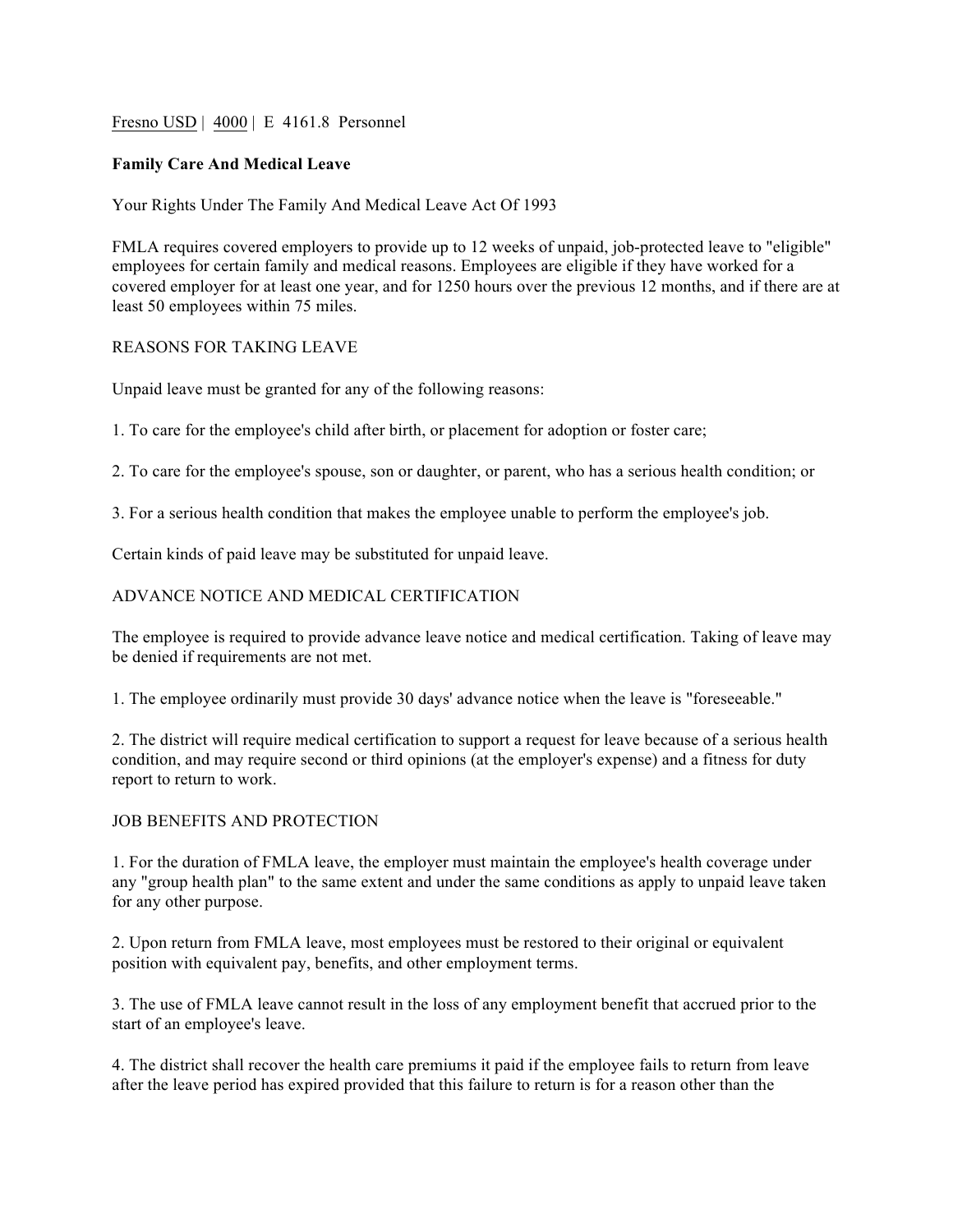Fresno USD | 4000 | E 4161.8 Personnel

**Family Care And Medical Leave**

Your Rights Under The Family And Medical Leave Act Of 1993

FMLA requires covered employers to provide up to 12 weeks of unpaid, job-protected leave to "eligible" employees for certain family and medical reasons. Employees are eligible if they have worked for a covered employer for at least one year, and for 1250 hours over the previous 12 months, and if there are at least 50 employees within 75 miles.

REASONS FOR TAKING LEAVE

Unpaid leave must be granted for any of the following reasons:

1. To care for the employee's child after birth, or placement for adoption or foster care;

2. To care for the employee's spouse, son or daughter, or parent, who has a serious health condition; or

3. For a serious health condition that makes the employee unable to perform the employee's job.

Certain kinds of paid leave may be substituted for unpaid leave.

ADVANCE NOTICE AND MEDICAL CERTIFICATION

The employee is required to provide advance leave notice and medical certification. Taking of leave may be denied if requirements are not met.

1. The employee ordinarily must provide 30 days' advance notice when the leave is "foreseeable."

2. The district will require medical certification to support a request for leave because of a serious health condition, and may require second or third opinions (at the employer's expense) and a fitness for duty report to return to work.

JOB BENEFITS AND PROTECTION

1. For the duration of FMLA leave, the employer must maintain the employee's health coverage under any "group health plan" to the same extent and under the same conditions as apply to unpaid leave taken for any other purpose.

2. Upon return from FMLA leave, most employees must be restored to their original or equivalent position with equivalent pay, benefits, and other employment terms.

3. The use of FMLA leave cannot result in the loss of any employment benefit that accrued prior to the start of an employee's leave.

4. The district shall recover the health care premiums it paid if the employee fails to return from leave after the leave period has expired provided that this failure to return is for a reason other than the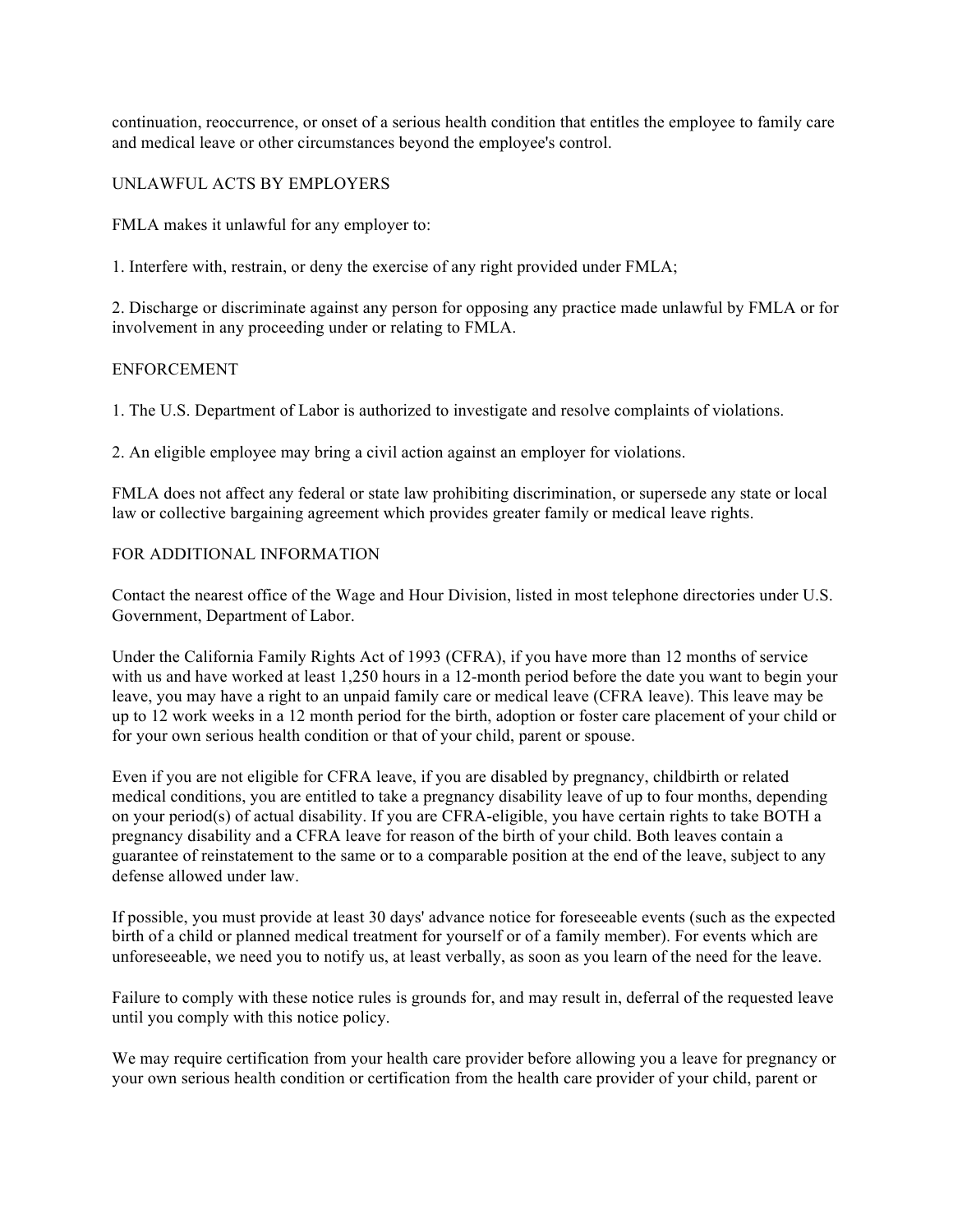continuation, reoccurrence, or onset of a serious health condition that entitles the employee to family care and medical leave or other circumstances beyond the employee's control.

## UNLAWFUL ACTS BY EMPLOYERS

FMLA makes it unlawful for any employer to:

1. Interfere with, restrain, or deny the exercise of any right provided under FMLA;

2. Discharge or discriminate against any person for opposing any practice made unlawful by FMLA or for involvement in any proceeding under or relating to FMLA.

## ENFORCEMENT

1. The U.S. Department of Labor is authorized to investigate and resolve complaints of violations.

2. An eligible employee may bring a civil action against an employer for violations.

FMLA does not affect any federal or state law prohibiting discrimination, or supersede any state or local law or collective bargaining agreement which provides greater family or medical leave rights.

## FOR ADDITIONAL INFORMATION

Contact the nearest office of the Wage and Hour Division, listed in most telephone directories under U.S. Government, Department of Labor.

Under the California Family Rights Act of 1993 (CFRA), if you have more than 12 months of service with us and have worked at least 1,250 hours in a 12-month period before the date you want to begin your leave, you may have a right to an unpaid family care or medical leave (CFRA leave). This leave may be up to 12 work weeks in a 12 month period for the birth, adoption or foster care placement of your child or for your own serious health condition or that of your child, parent or spouse.

Even if you are not eligible for CFRA leave, if you are disabled by pregnancy, childbirth or related medical conditions, you are entitled to take a pregnancy disability leave of up to four months, depending on your period(s) of actual disability. If you are CFRA-eligible, you have certain rights to take BOTH a pregnancy disability and a CFRA leave for reason of the birth of your child. Both leaves contain a guarantee of reinstatement to the same or to a comparable position at the end of the leave, subject to any defense allowed under law.

If possible, you must provide at least 30 days' advance notice for foreseeable events (such as the expected birth of a child or planned medical treatment for yourself or of a family member). For events which are unforeseeable, we need you to notify us, at least verbally, as soon as you learn of the need for the leave.

Failure to comply with these notice rules is grounds for, and may result in, deferral of the requested leave until you comply with this notice policy.

We may require certification from your health care provider before allowing you a leave for pregnancy or your own serious health condition or certification from the health care provider of your child, parent or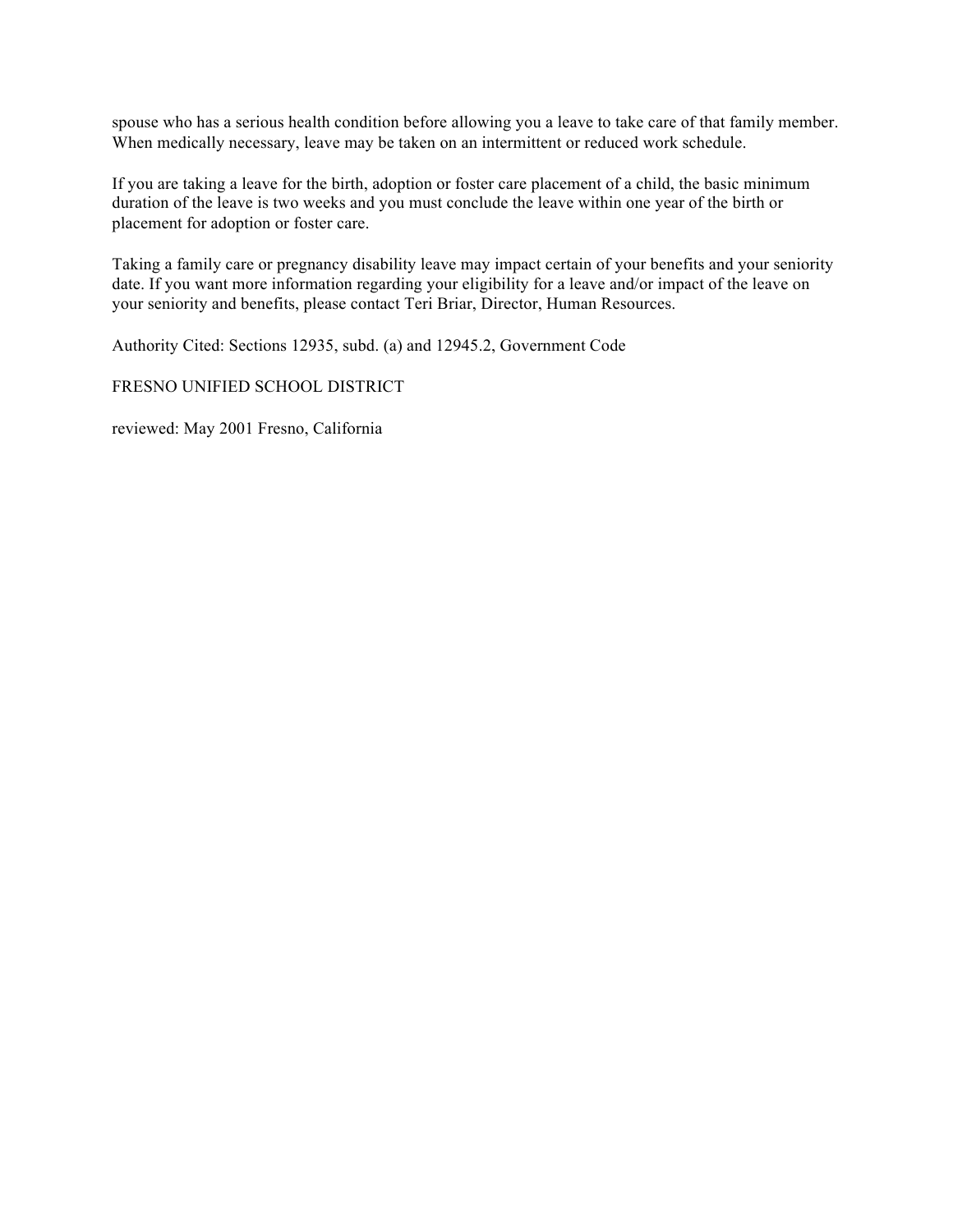spouse who has a serious health condition before allowing you a leave to take care of that family member. When medically necessary, leave may be taken on an intermittent or reduced work schedule.

If you are taking a leave for the birth, adoption or foster care placement of a child, the basic minimum duration of the leave is two weeks and you must conclude the leave within one year of the birth or placement for adoption or foster care.

Taking a family care or pregnancy disability leave may impact certain of your benefits and your seniority date. If you want more information regarding your eligibility for a leave and/or impact of the leave on your seniority and benefits, please contact Teri Briar, Director, Human Resources.

Authority Cited: Sections 12935, subd. (a) and 12945.2, Government Code

FRESNO UNIFIED SCHOOL DISTRICT

reviewed: May 2001 Fresno, California